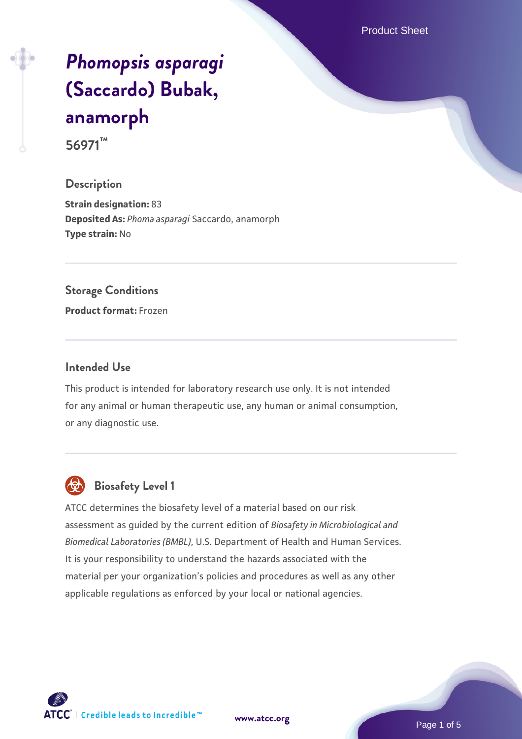# *Phomopsis asparagi* (Saccardo) Bubak, anamorph

**56971™**

## Description

**Strain designation:** 83
**Deposited As:** *Phoma asparagi* Saccardo, anamorph
**Type strain:** No

## Storage Conditions

**Product format:** Frozen

## Intended Use

This product is intended for laboratory research use only. It is not intended for any animal or human therapeutic use, any human or animal consumption, or any diagnostic use.

## Biosafety Level 1

ATCC determines the biosafety level of a material based on our risk assessment as guided by the current edition of *Biosafety in Microbiological and Biomedical Laboratories (BMBL)*, U.S. Department of Health and Human Services. It is your responsibility to understand the hazards associated with the material per your organization's policies and procedures as well as any other applicable regulations as enforced by your local or national agencies.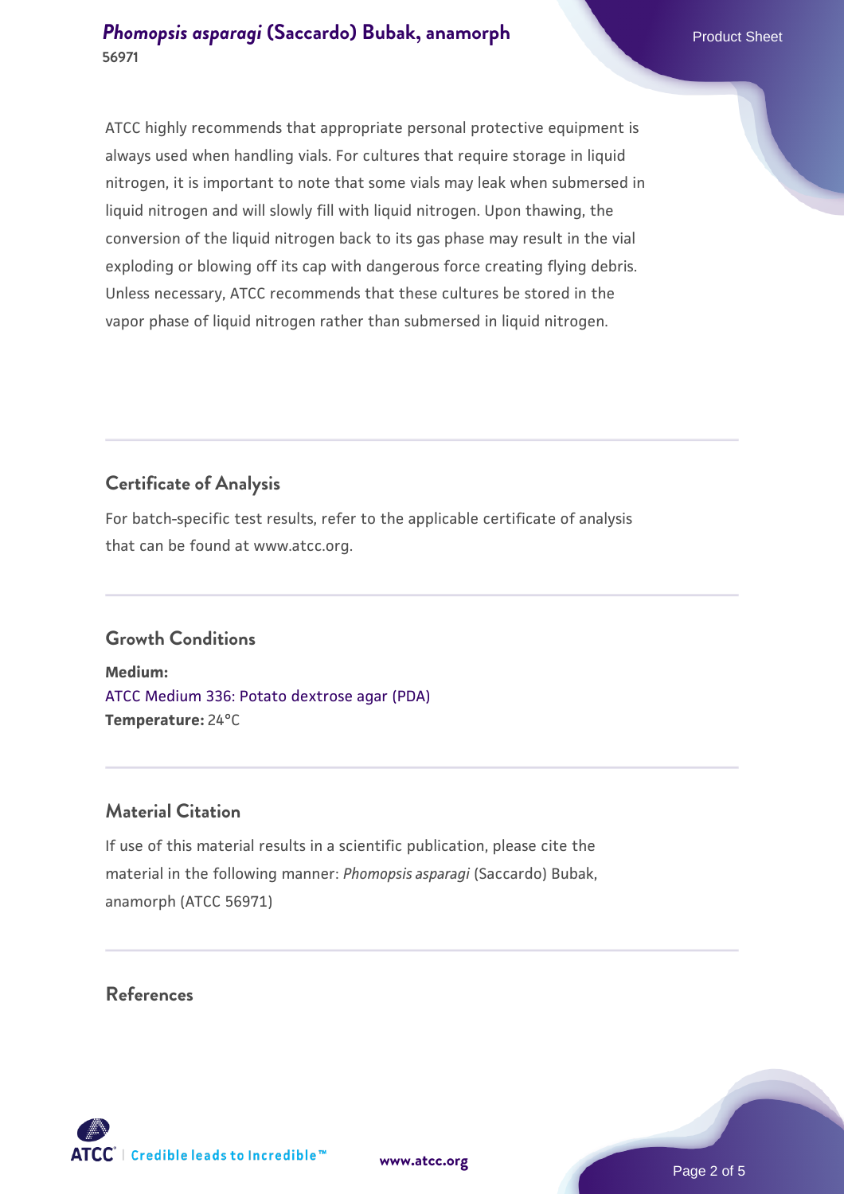ATCC highly recommends that appropriate personal protective equipment is always used when handling vials. For cultures that require storage in liquid nitrogen, it is important to note that some vials may leak when submersed in liquid nitrogen and will slowly fill with liquid nitrogen. Upon thawing, the conversion of the liquid nitrogen back to its gas phase may result in the vial exploding or blowing off its cap with dangerous force creating flying debris. Unless necessary, ATCC recommends that these cultures be stored in the vapor phase of liquid nitrogen rather than submersed in liquid nitrogen.

## Certificate of Analysis

For batch-specific test results, refer to the applicable certificate of analysis that can be found at www.atcc.org.

## Growth Conditions

**Medium:**
ATCC Medium 336: Potato dextrose agar (PDA)
**Temperature:** 24°C

## Material Citation

If use of this material results in a scientific publication, please cite the material in the following manner: *Phomopsis asparagi* (Saccardo) Bubak, anamorph (ATCC 56971)

## References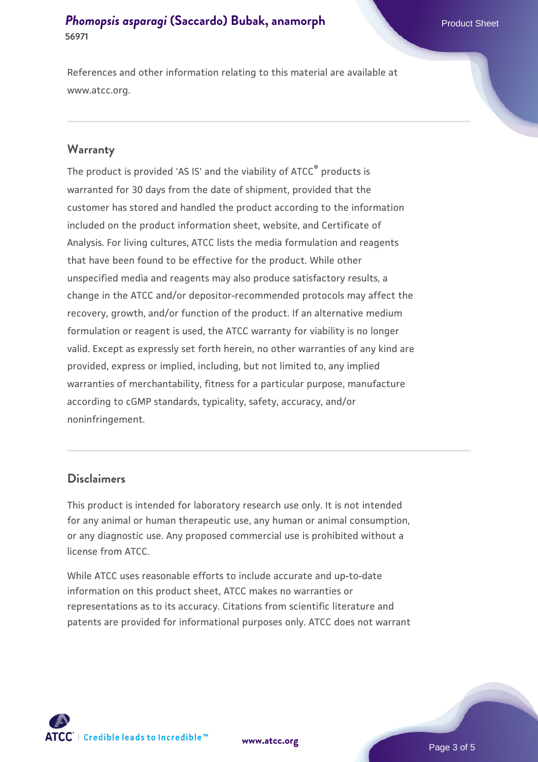References and other information relating to this material are available at www.atcc.org.

## Warranty

The product is provided 'AS IS' and the viability of ATCC® products is warranted for 30 days from the date of shipment, provided that the customer has stored and handled the product according to the information included on the product information sheet, website, and Certificate of Analysis. For living cultures, ATCC lists the media formulation and reagents that have been found to be effective for the product. While other unspecified media and reagents may also produce satisfactory results, a change in the ATCC and/or depositor-recommended protocols may affect the recovery, growth, and/or function of the product. If an alternative medium formulation or reagent is used, the ATCC warranty for viability is no longer valid. Except as expressly set forth herein, no other warranties of any kind are provided, express or implied, including, but not limited to, any implied warranties of merchantability, fitness for a particular purpose, manufacture according to cGMP standards, typicality, safety, accuracy, and/or noninfringement.

## Disclaimers

This product is intended for laboratory research use only. It is not intended for any animal or human therapeutic use, any human or animal consumption, or any diagnostic use. Any proposed commercial use is prohibited without a license from ATCC.

While ATCC uses reasonable efforts to include accurate and up-to-date information on this product sheet, ATCC makes no warranties or representations as to its accuracy. Citations from scientific literature and patents are provided for informational purposes only. ATCC does not warrant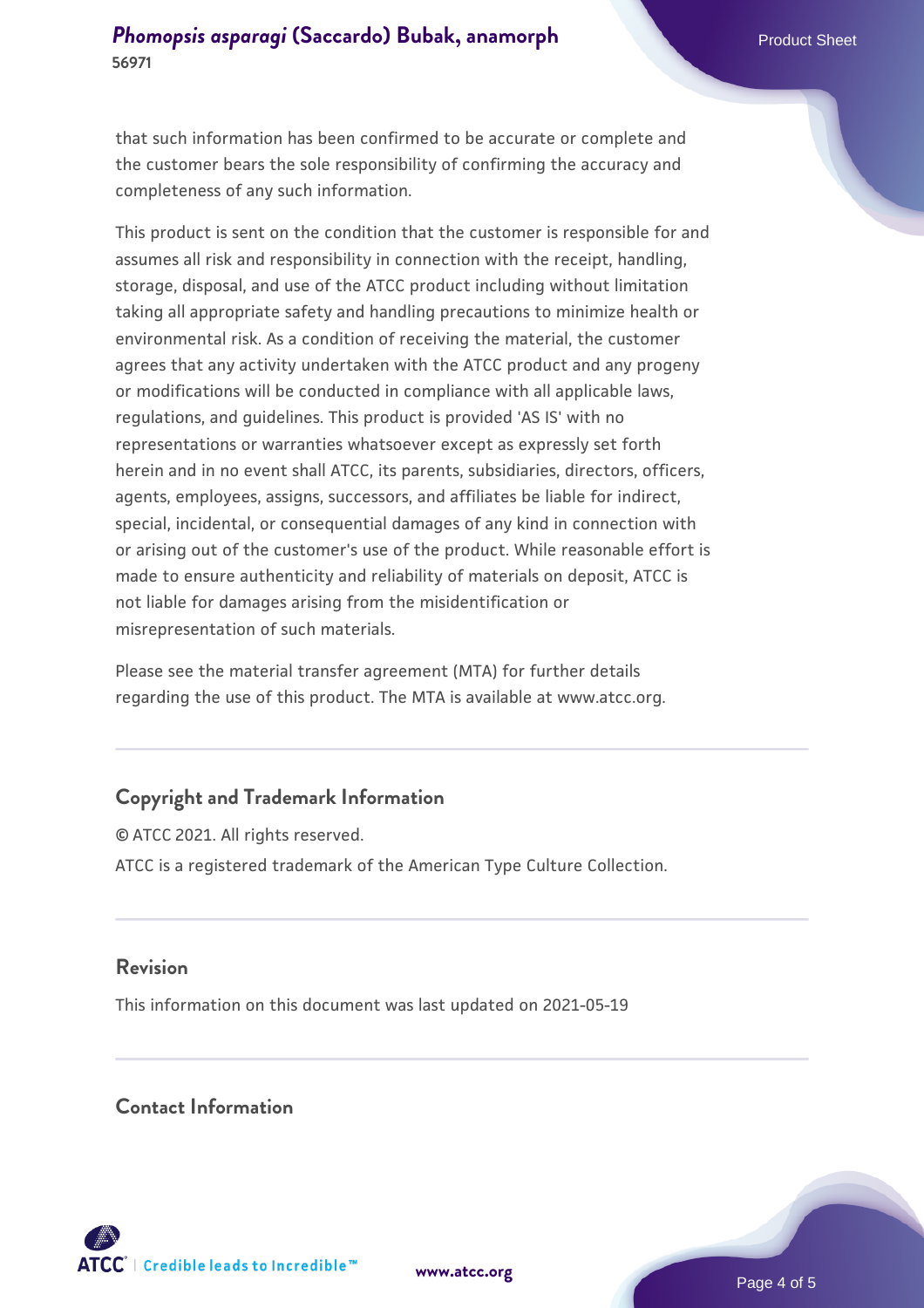that such information has been confirmed to be accurate or complete and the customer bears the sole responsibility of confirming the accuracy and completeness of any such information.

This product is sent on the condition that the customer is responsible for and assumes all risk and responsibility in connection with the receipt, handling, storage, disposal, and use of the ATCC product including without limitation taking all appropriate safety and handling precautions to minimize health or environmental risk. As a condition of receiving the material, the customer agrees that any activity undertaken with the ATCC product and any progeny or modifications will be conducted in compliance with all applicable laws, regulations, and guidelines. This product is provided 'AS IS' with no representations or warranties whatsoever except as expressly set forth herein and in no event shall ATCC, its parents, subsidiaries, directors, officers, agents, employees, assigns, successors, and affiliates be liable for indirect, special, incidental, or consequential damages of any kind in connection with or arising out of the customer's use of the product. While reasonable effort is made to ensure authenticity and reliability of materials on deposit, ATCC is not liable for damages arising from the misidentification or misrepresentation of such materials.

Please see the material transfer agreement (MTA) for further details regarding the use of this product. The MTA is available at www.atcc.org.

## Copyright and Trademark Information

© ATCC 2021. All rights reserved.

ATCC is a registered trademark of the American Type Culture Collection.

## Revision

This information on this document was last updated on 2021-05-19

## Contact Information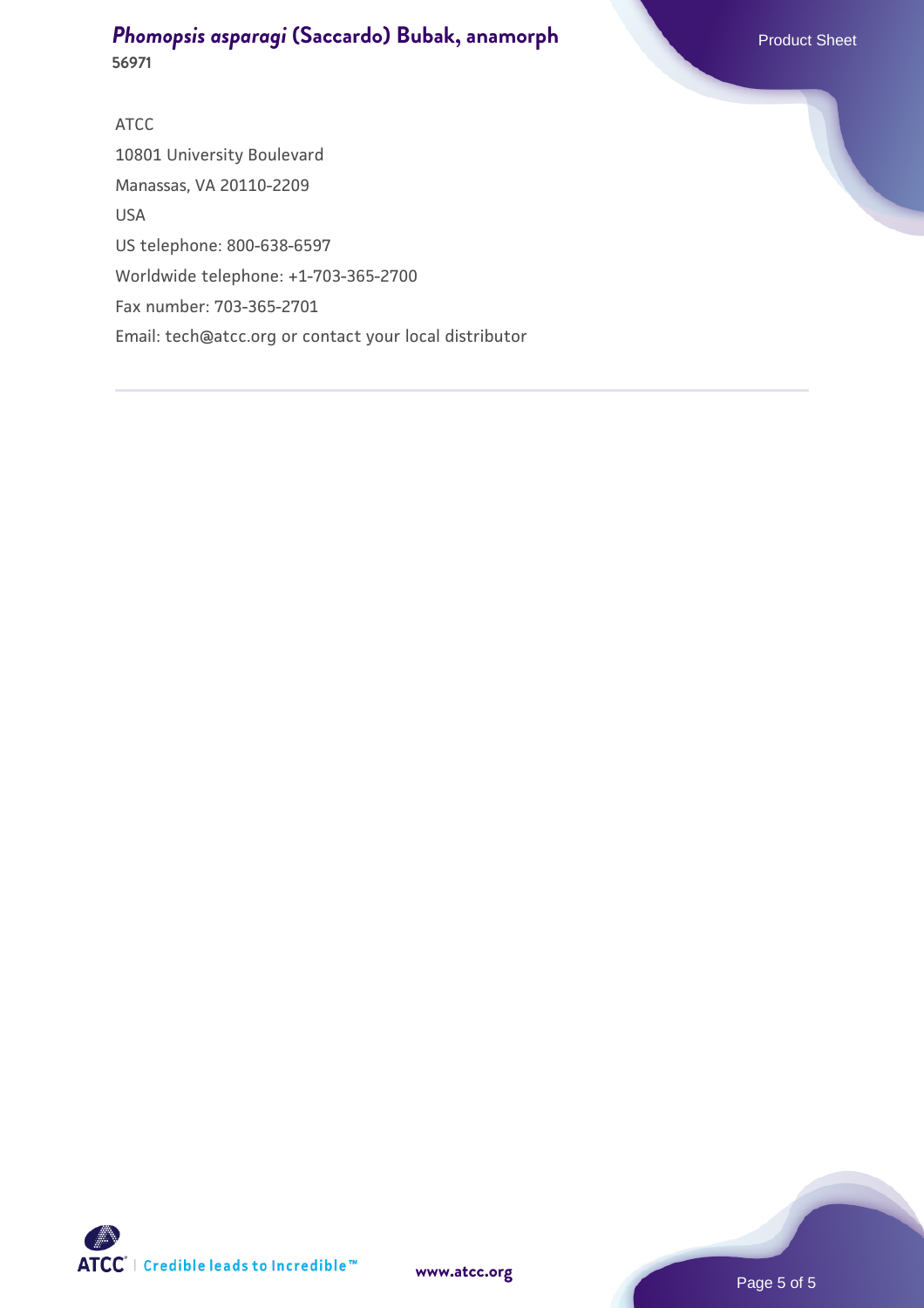ATCC

10801 University Boulevard

Manassas, VA 20110-2209

USA

US telephone: 800-638-6597

Worldwide telephone: +1-703-365-2700

Fax number: 703-365-2701

Email: tech@atcc.org or contact your local distributor